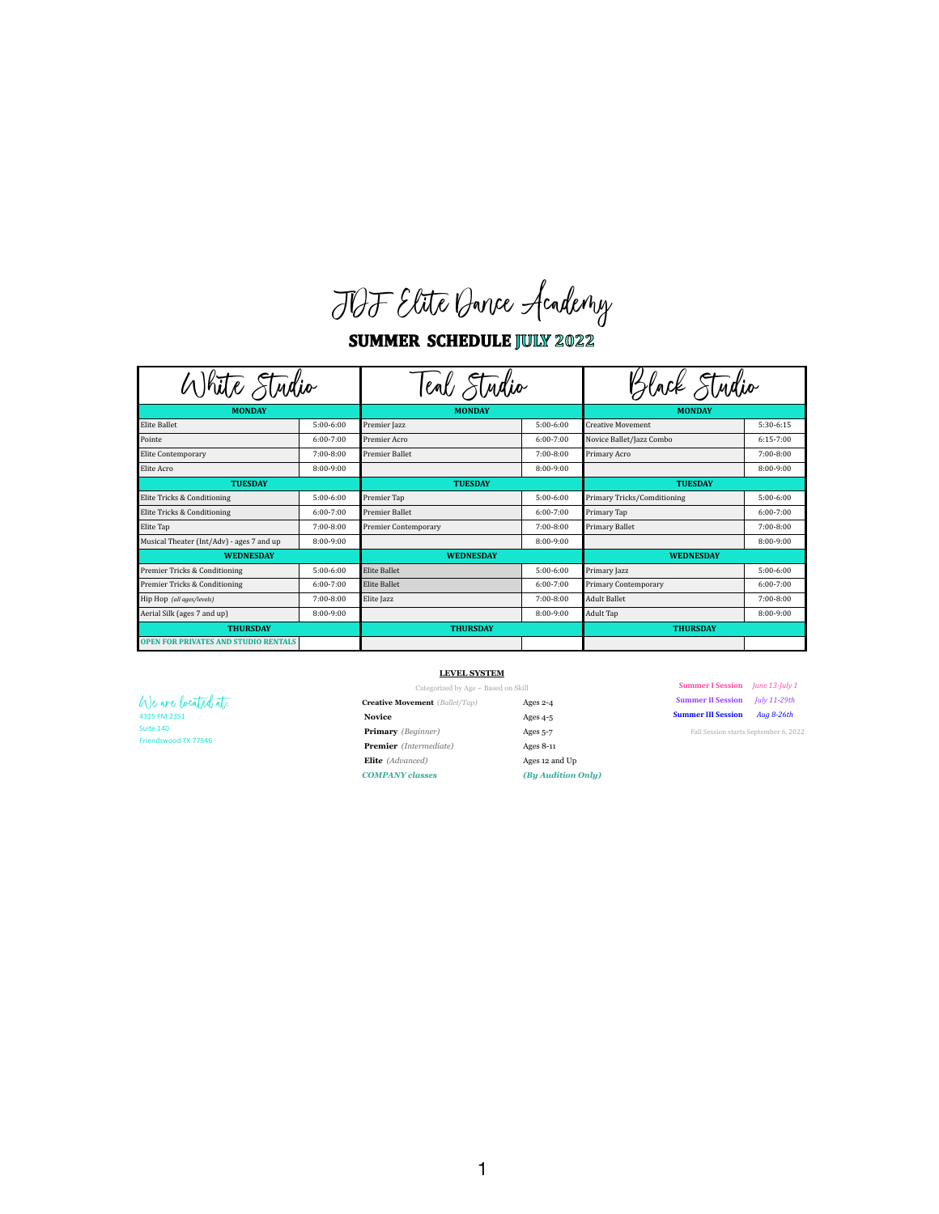# JDF Elite Dance Academy

## SUMMER SCHEDULE JULY 2022

| White Studio | | Teal Studio | | Black Studio | |
|---|---|---|---|---|---|
| **MONDAY** | | **MONDAY** | | **MONDAY** | |
| Elite Ballet | 5:00-6:00 | Premier Jazz | 5:00-6:00 | Creative Movement | 5:30-6:15 |
| Pointe | 6:00-7:00 | Premier Acro | 6:00-7:00 | Novice Ballet/Jazz Combo | 6:15-7:00 |
| Elite Contemporary | 7:00-8:00 | Premier Ballet | 7:00-8:00 | Primary Acro | 7:00-8:00 |
| Elite Acro | 8:00-9:00 | | 8:00-9:00 | | 8:00-9:00 |
| **TUESDAY** | | **TUESDAY** | | **TUESDAY** | |
| Elite Tricks & Conditioning | 5:00-6:00 | Premier Tap | 5:00-6:00 | Primary Tricks/Comditioning | 5:00-6:00 |
| Elite Tricks & Conditioning | 6:00-7:00 | Premier Ballet | 6:00-7:00 | Primary Tap | 6:00-7:00 |
| Elite Tap | 7:00-8:00 | Premier Contemporary | 7:00-8:00 | Primary Ballet | 7:00-8:00 |
| Musical Theater (Int/Adv) - ages 7 and up | 8:00-9:00 | | 8:00-9:00 | | 8:00-9:00 |
| **WEDNESDAY** | | **WEDNESDAY** | | **WEDNESDAY** | |
| Premier Tricks & Conditioning | 5:00-6:00 | Elite Ballet | 5:00-6:00 | Primary Jazz | 5:00-6:00 |
| Premier Tricks & Conditioning | 6:00-7:00 | Elite Ballet | 6:00-7:00 | Primary Contemporary | 6:00-7:00 |
| Hip Hop *(all ages/levels)* | 7:00-8:00 | Elite Jazz | 7:00-8:00 | Adult Ballet | 7:00-8:00 |
| Aerial Silk (ages 7 and up) | 8:00-9:00 | | 8:00-9:00 | Adult Tap | 8:00-9:00 |
| **THURSDAY** | | **THURSDAY** | | **THURSDAY** | |
| **OPEN FOR PRIVATES AND STUDIO RENTALS** | | | | | |

*We are located at:*
4325 FM 2351
Suite 140
Friendswood TX 77546

**LEVEL SYSTEM**

Categorized by Age ~ Based on Skill

| | |
|---|---|
| **Creative Movement** *(Ballet/Tap)* | Ages 2-4 |
| **Novice** | Ages 4-5 |
| **Primary** *(Beginner)* | Ages 5-7 |
| **Premier** *(Intermediate)* | Ages 8-11 |
| **Elite** *(Advanced)* | Ages 12 and Up |
| ***COMPANY classes*** | ***(By Audition Only)*** |

| | |
|---|---|
| **Summer I Session** | *June 13-July 1* |
| **Summer II Session** | *July 11-29th* |
| **Summer III Session** | *Aug 8-26th* |

Fall Session starts September 6, 2022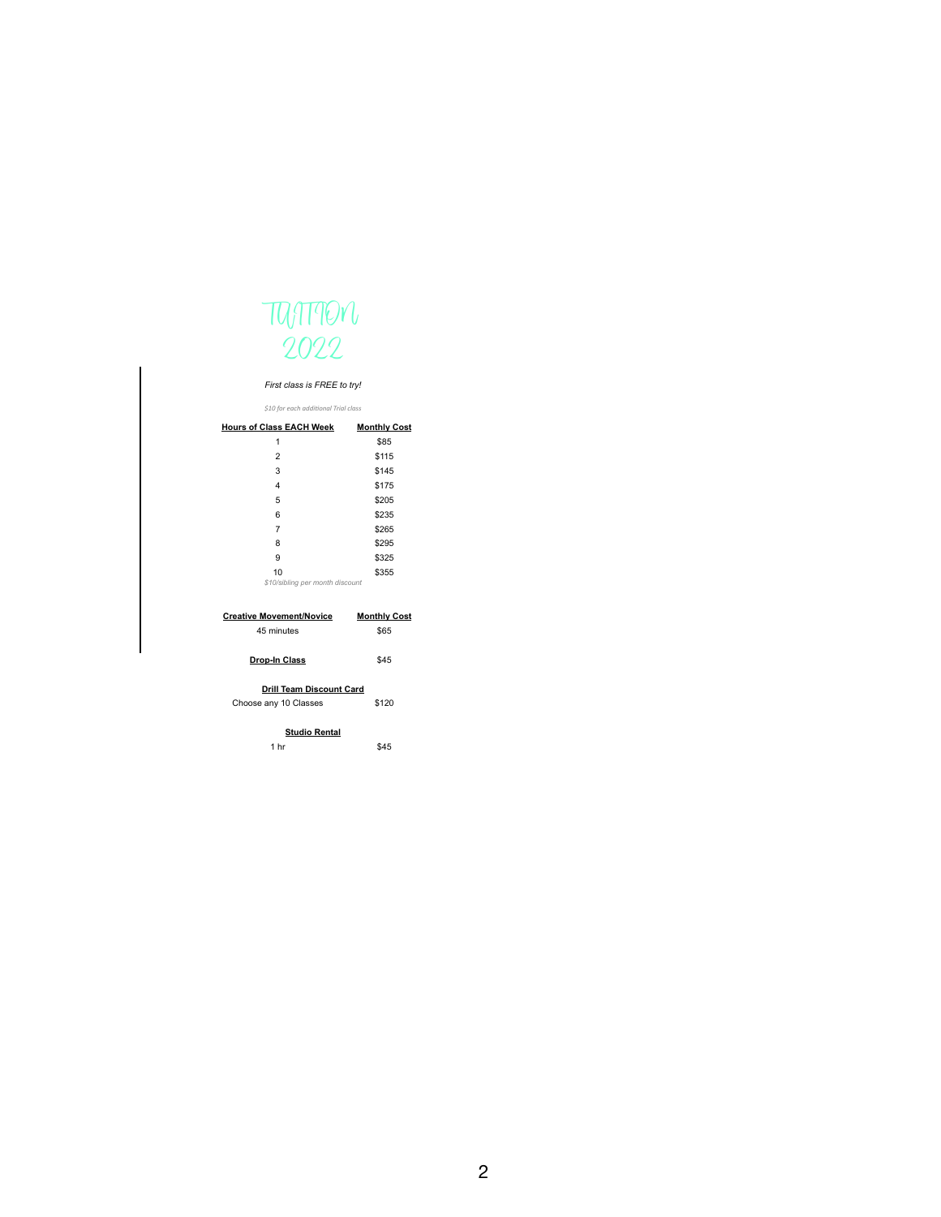# TUITION 2022

*First class is FREE to try!*

*$10 for each additional Trial class*

| Hours of Class EACH Week | Monthly Cost |
|---|---|
| 1 | $85 |
| 2 | $115 |
| 3 | $145 |
| 4 | $175 |
| 5 | $205 |
| 6 | $235 |
| 7 | $265 |
| 8 | $295 |
| 9 | $325 |
| 10 | $355 |

*$10/sibling per month discount*

| Creative Movement/Novice | Monthly Cost |
|---|---|
| 45 minutes | $65 |

**Drop-In Class** $45

**Drill Team Discount Card**

Choose any 10 Classes $120

**Studio Rental**

1 hr $45